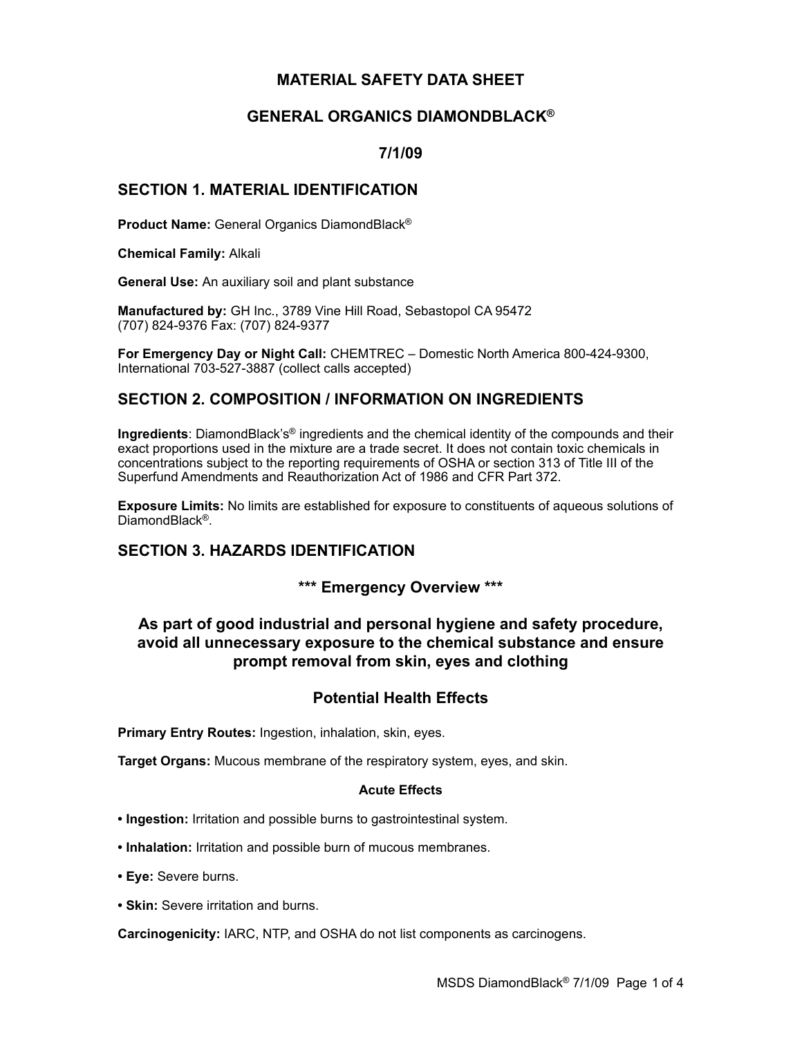# MATERIAL SAFETY DATA SHEET

# GENERAL ORGANICS DIAMONDBLACK®

**7/1/09**

## SECTION 1. MATERIAL IDENTIFICATION

**Product Name:** General Organics DiamondBlack®

**Chemical Family:** Alkali

**General Use:** An auxiliary soil and plant substance

**Manufactured by:** GH Inc., 3789 Vine Hill Road, Sebastopol CA 95472
(707) 824-9376 Fax: (707) 824-9377

**For Emergency Day or Night Call:** CHEMTREC – Domestic North America 800-424-9300, International 703-527-3887 (collect calls accepted)

## SECTION 2. COMPOSITION / INFORMATION ON INGREDIENTS

**Ingredients**: DiamondBlack's® ingredients and the chemical identity of the compounds and their exact proportions used in the mixture are a trade secret. It does not contain toxic chemicals in concentrations subject to the reporting requirements of OSHA or section 313 of Title III of the Superfund Amendments and Reauthorization Act of 1986 and CFR Part 372.

**Exposure Limits:** No limits are established for exposure to constituents of aqueous solutions of DiamondBlack®.

## SECTION 3. HAZARDS IDENTIFICATION

### *** Emergency Overview ***

### As part of good industrial and personal hygiene and safety procedure, avoid all unnecessary exposure to the chemical substance and ensure prompt removal from skin, eyes and clothing

### Potential Health Effects

**Primary Entry Routes:** Ingestion, inhalation, skin, eyes.

**Target Organs:** Mucous membrane of the respiratory system, eyes, and skin.

#### Acute Effects

- **Ingestion:** Irritation and possible burns to gastrointestinal system.
- **Inhalation:** Irritation and possible burn of mucous membranes.
- **Eye:** Severe burns.
- **Skin:** Severe irritation and burns.

**Carcinogenicity:** IARC, NTP, and OSHA do not list components as carcinogens.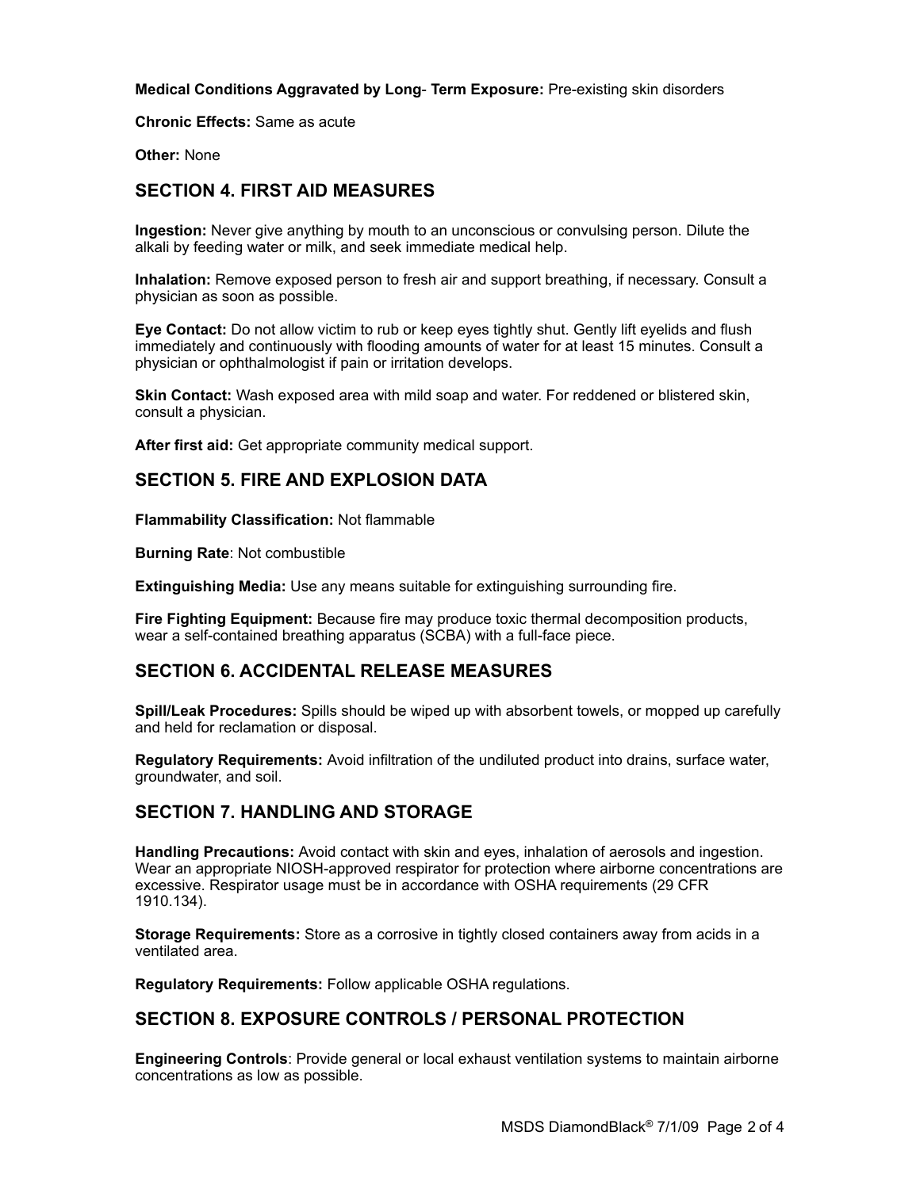**Medical Conditions Aggravated by Long- Term Exposure:** Pre-existing skin disorders

**Chronic Effects:** Same as acute

**Other:** None

## SECTION 4. FIRST AID MEASURES

**Ingestion:** Never give anything by mouth to an unconscious or convulsing person. Dilute the alkali by feeding water or milk, and seek immediate medical help.

**Inhalation:** Remove exposed person to fresh air and support breathing, if necessary. Consult a physician as soon as possible.

**Eye Contact:** Do not allow victim to rub or keep eyes tightly shut. Gently lift eyelids and flush immediately and continuously with flooding amounts of water for at least 15 minutes. Consult a physician or ophthalmologist if pain or irritation develops.

**Skin Contact:** Wash exposed area with mild soap and water. For reddened or blistered skin, consult a physician.

**After first aid:** Get appropriate community medical support.

## SECTION 5. FIRE AND EXPLOSION DATA

**Flammability Classification:** Not flammable

**Burning Rate**: Not combustible

**Extinguishing Media:** Use any means suitable for extinguishing surrounding fire.

**Fire Fighting Equipment:** Because fire may produce toxic thermal decomposition products, wear a self-contained breathing apparatus (SCBA) with a full-face piece.

## SECTION 6. ACCIDENTAL RELEASE MEASURES

**Spill/Leak Procedures:** Spills should be wiped up with absorbent towels, or mopped up carefully and held for reclamation or disposal.

**Regulatory Requirements:** Avoid infiltration of the undiluted product into drains, surface water, groundwater, and soil.

## SECTION 7. HANDLING AND STORAGE

**Handling Precautions:** Avoid contact with skin and eyes, inhalation of aerosols and ingestion. Wear an appropriate NIOSH-approved respirator for protection where airborne concentrations are excessive. Respirator usage must be in accordance with OSHA requirements (29 CFR 1910.134).

**Storage Requirements:** Store as a corrosive in tightly closed containers away from acids in a ventilated area.

**Regulatory Requirements:** Follow applicable OSHA regulations.

## SECTION 8. EXPOSURE CONTROLS / PERSONAL PROTECTION

**Engineering Controls**: Provide general or local exhaust ventilation systems to maintain airborne concentrations as low as possible.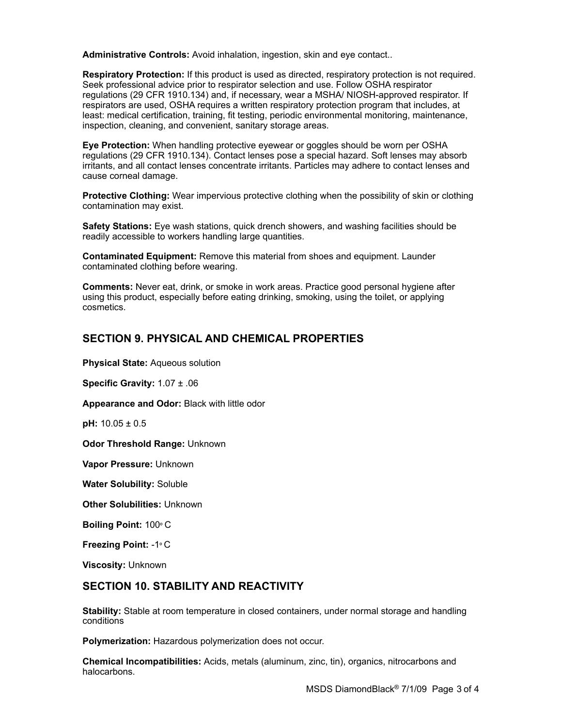**Administrative Controls:** Avoid inhalation, ingestion, skin and eye contact..

**Respiratory Protection:** If this product is used as directed, respiratory protection is not required. Seek professional advice prior to respirator selection and use. Follow OSHA respirator regulations (29 CFR 1910.134) and, if necessary, wear a MSHA/ NIOSH-approved respirator. If respirators are used, OSHA requires a written respiratory protection program that includes, at least: medical certification, training, fit testing, periodic environmental monitoring, maintenance, inspection, cleaning, and convenient, sanitary storage areas.

**Eye Protection:** When handling protective eyewear or goggles should be worn per OSHA regulations (29 CFR 1910.134). Contact lenses pose a special hazard. Soft lenses may absorb irritants, and all contact lenses concentrate irritants. Particles may adhere to contact lenses and cause corneal damage.

**Protective Clothing:** Wear impervious protective clothing when the possibility of skin or clothing contamination may exist.

**Safety Stations:** Eye wash stations, quick drench showers, and washing facilities should be readily accessible to workers handling large quantities.

**Contaminated Equipment:** Remove this material from shoes and equipment. Launder contaminated clothing before wearing.

**Comments:** Never eat, drink, or smoke in work areas. Practice good personal hygiene after using this product, especially before eating drinking, smoking, using the toilet, or applying cosmetics.

## SECTION 9. PHYSICAL AND CHEMICAL PROPERTIES

**Physical State:** Aqueous solution

**Specific Gravity:** 1.07 ± .06

**Appearance and Odor:** Black with little odor

**pH:** 10.05 ± 0.5

**Odor Threshold Range:** Unknown

**Vapor Pressure:** Unknown

**Water Solubility:** Soluble

**Other Solubilities:** Unknown

**Boiling Point:** 100° C

**Freezing Point:** -1° C

**Viscosity:** Unknown

## SECTION 10. STABILITY AND REACTIVITY

**Stability:** Stable at room temperature in closed containers, under normal storage and handling conditions

**Polymerization:** Hazardous polymerization does not occur.

**Chemical Incompatibilities:** Acids, metals (aluminum, zinc, tin), organics, nitrocarbons and halocarbons.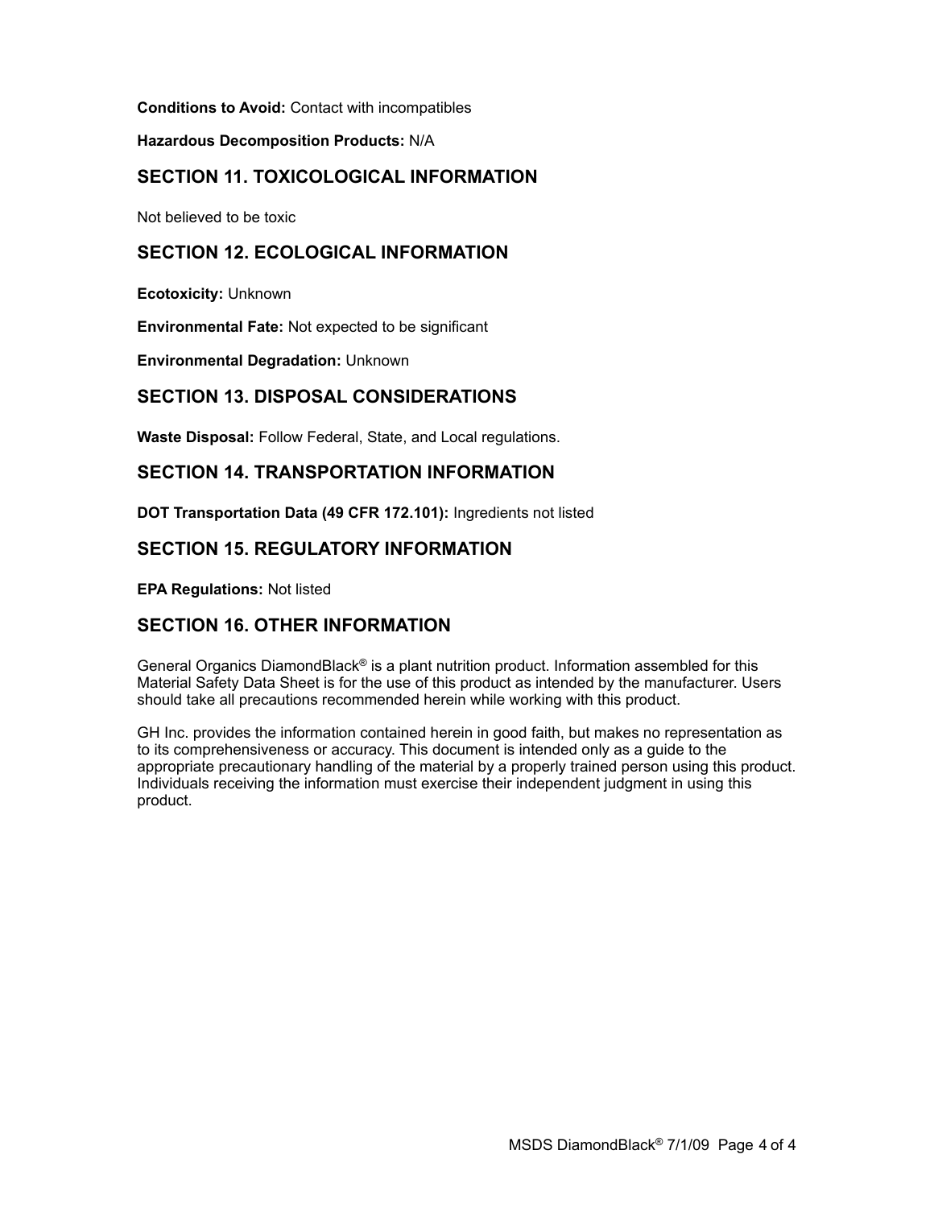**Conditions to Avoid:** Contact with incompatibles

**Hazardous Decomposition Products:** N/A

## SECTION 11. TOXICOLOGICAL INFORMATION

Not believed to be toxic

## SECTION 12. ECOLOGICAL INFORMATION

**Ecotoxicity:** Unknown

**Environmental Fate:** Not expected to be significant

**Environmental Degradation:** Unknown

## SECTION 13. DISPOSAL CONSIDERATIONS

**Waste Disposal:** Follow Federal, State, and Local regulations.

## SECTION 14. TRANSPORTATION INFORMATION

**DOT Transportation Data (49 CFR 172.101):** Ingredients not listed

## SECTION 15. REGULATORY INFORMATION

**EPA Regulations:** Not listed

## SECTION 16. OTHER INFORMATION

General Organics DiamondBlack® is a plant nutrition product. Information assembled for this Material Safety Data Sheet is for the use of this product as intended by the manufacturer. Users should take all precautions recommended herein while working with this product.

GH Inc. provides the information contained herein in good faith, but makes no representation as to its comprehensiveness or accuracy. This document is intended only as a guide to the appropriate precautionary handling of the material by a properly trained person using this product. Individuals receiving the information must exercise their independent judgment in using this product.